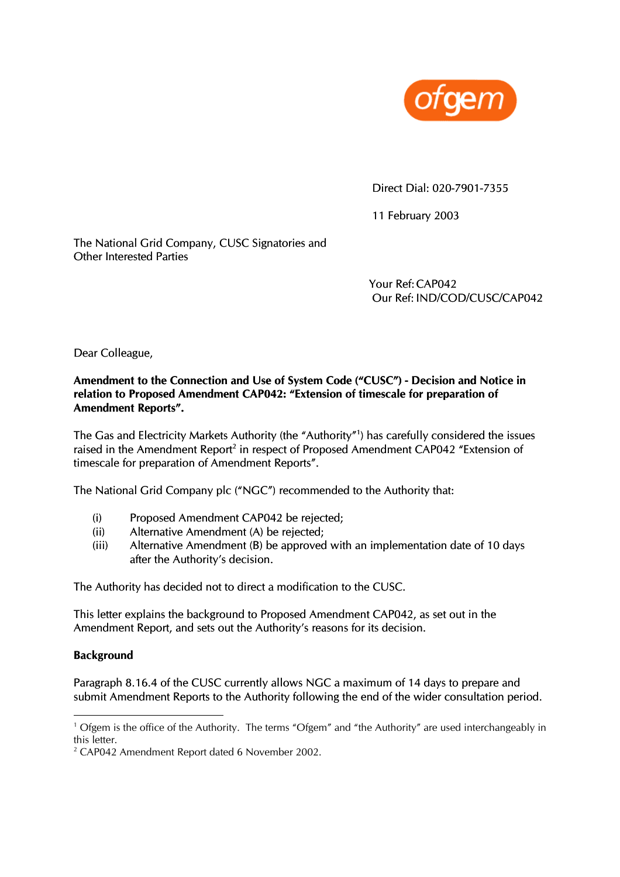ofgem

Direct Dial: 020-7901-7355

11 February 2003

The National Grid Company, CUSC Signatories and
Other Interested Parties

Your Ref: CAP042
Our Ref: IND/COD/CUSC/CAP042

Dear Colleague,

**Amendment to the Connection and Use of System Code ("CUSC") - Decision and Notice in relation to Proposed Amendment CAP042: "Extension of timescale for preparation of Amendment Reports".**

The Gas and Electricity Markets Authority (the "Authority"[1]) has carefully considered the issues raised in the Amendment Report[2] in respect of Proposed Amendment CAP042 "Extension of timescale for preparation of Amendment Reports".

The National Grid Company plc ("NGC") recommended to the Authority that:

(i) Proposed Amendment CAP042 be rejected;
(ii) Alternative Amendment (A) be rejected;
(iii) Alternative Amendment (B) be approved with an implementation date of 10 days after the Authority's decision.

The Authority has decided not to direct a modification to the CUSC.

This letter explains the background to Proposed Amendment CAP042, as set out in the Amendment Report, and sets out the Authority's reasons for its decision.

**Background**

Paragraph 8.16.4 of the CUSC currently allows NGC a maximum of 14 days to prepare and submit Amendment Reports to the Authority following the end of the wider consultation period.

---

[1] Ofgem is the office of the Authority. The terms "Ofgem" and "the Authority" are used interchangeably in this letter.
[2] CAP042 Amendment Report dated 6 November 2002.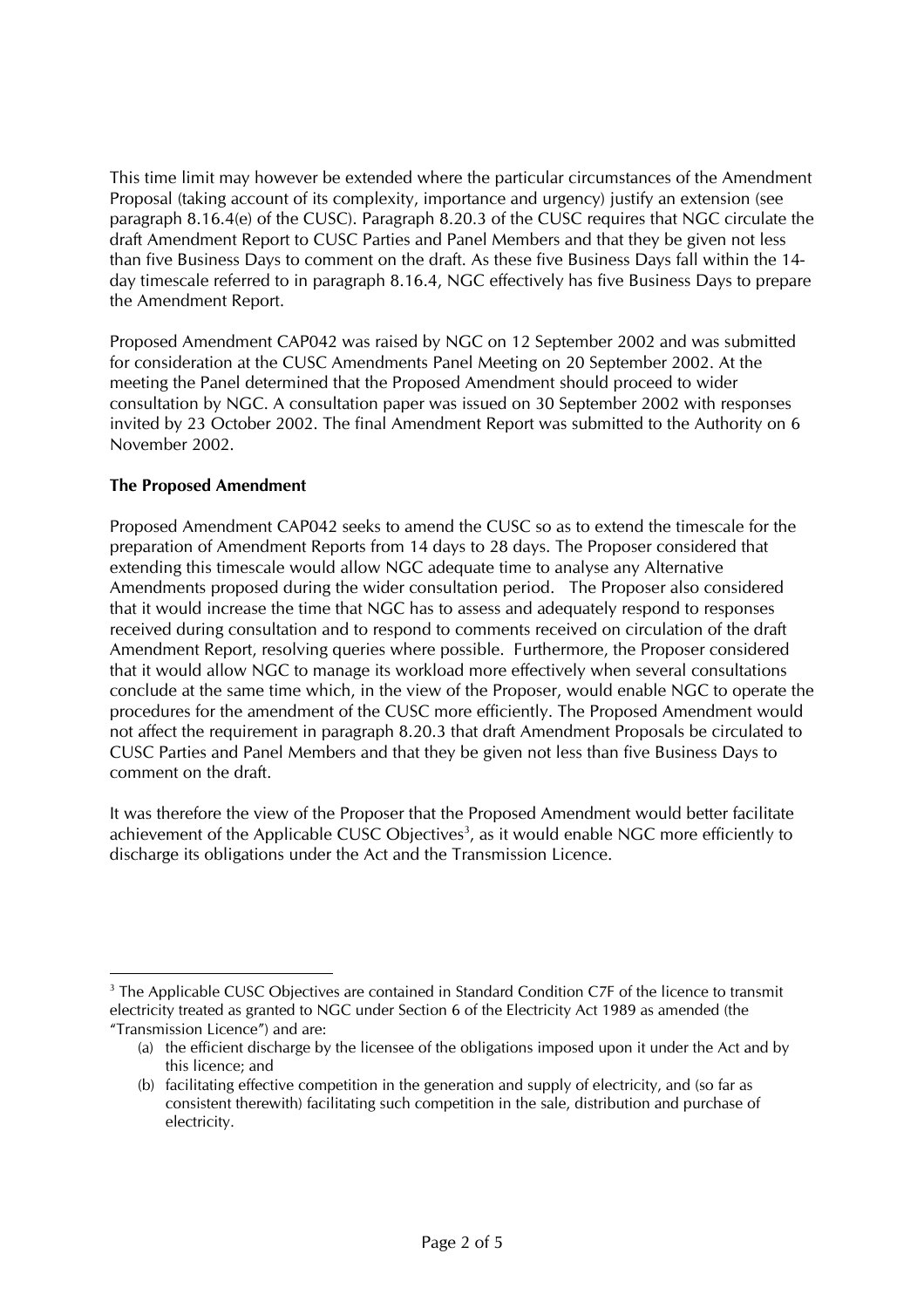This time limit may however be extended where the particular circumstances of the Amendment Proposal (taking account of its complexity, importance and urgency) justify an extension (see paragraph 8.16.4(e) of the CUSC). Paragraph 8.20.3 of the CUSC requires that NGC circulate the draft Amendment Report to CUSC Parties and Panel Members and that they be given not less than five Business Days to comment on the draft. As these five Business Days fall within the 14-day timescale referred to in paragraph 8.16.4, NGC effectively has five Business Days to prepare the Amendment Report.

Proposed Amendment CAP042 was raised by NGC on 12 September 2002 and was submitted for consideration at the CUSC Amendments Panel Meeting on 20 September 2002. At the meeting the Panel determined that the Proposed Amendment should proceed to wider consultation by NGC. A consultation paper was issued on 30 September 2002 with responses invited by 23 October 2002. The final Amendment Report was submitted to the Authority on 6 November 2002.

**The Proposed Amendment**

Proposed Amendment CAP042 seeks to amend the CUSC so as to extend the timescale for the preparation of Amendment Reports from 14 days to 28 days. The Proposer considered that extending this timescale would allow NGC adequate time to analyse any Alternative Amendments proposed during the wider consultation period. The Proposer also considered that it would increase the time that NGC has to assess and adequately respond to responses received during consultation and to respond to comments received on circulation of the draft Amendment Report, resolving queries where possible. Furthermore, the Proposer considered that it would allow NGC to manage its workload more effectively when several consultations conclude at the same time which, in the view of the Proposer, would enable NGC to operate the procedures for the amendment of the CUSC more efficiently. The Proposed Amendment would not affect the requirement in paragraph 8.20.3 that draft Amendment Proposals be circulated to CUSC Parties and Panel Members and that they be given not less than five Business Days to comment on the draft.

It was therefore the view of the Proposer that the Proposed Amendment would better facilitate achievement of the Applicable CUSC Objectives[3], as it would enable NGC more efficiently to discharge its obligations under the Act and the Transmission Licence.

---

[3] The Applicable CUSC Objectives are contained in Standard Condition C7F of the licence to transmit electricity treated as granted to NGC under Section 6 of the Electricity Act 1989 as amended (the "Transmission Licence") and are:

(a) the efficient discharge by the licensee of the obligations imposed upon it under the Act and by this licence; and

(b) facilitating effective competition in the generation and supply of electricity, and (so far as consistent therewith) facilitating such competition in the sale, distribution and purchase of electricity.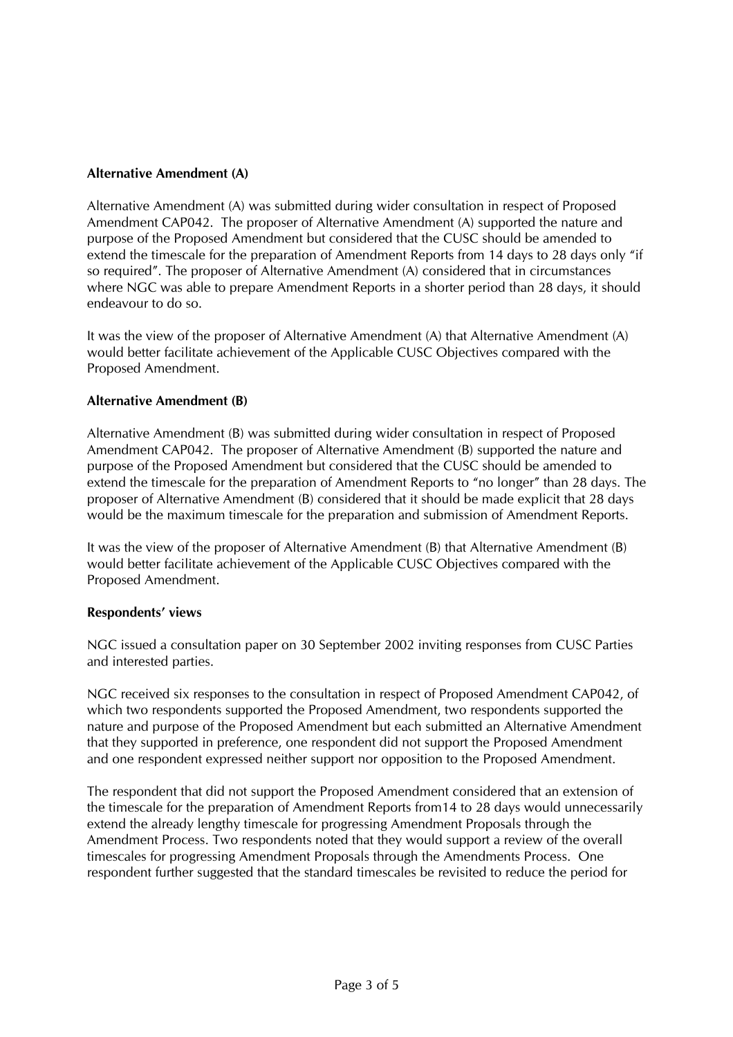**Alternative Amendment (A)**

Alternative Amendment (A) was submitted during wider consultation in respect of Proposed Amendment CAP042. The proposer of Alternative Amendment (A) supported the nature and purpose of the Proposed Amendment but considered that the CUSC should be amended to extend the timescale for the preparation of Amendment Reports from 14 days to 28 days only "if so required". The proposer of Alternative Amendment (A) considered that in circumstances where NGC was able to prepare Amendment Reports in a shorter period than 28 days, it should endeavour to do so.

It was the view of the proposer of Alternative Amendment (A) that Alternative Amendment (A) would better facilitate achievement of the Applicable CUSC Objectives compared with the Proposed Amendment.

**Alternative Amendment (B)**

Alternative Amendment (B) was submitted during wider consultation in respect of Proposed Amendment CAP042. The proposer of Alternative Amendment (B) supported the nature and purpose of the Proposed Amendment but considered that the CUSC should be amended to extend the timescale for the preparation of Amendment Reports to "no longer" than 28 days. The proposer of Alternative Amendment (B) considered that it should be made explicit that 28 days would be the maximum timescale for the preparation and submission of Amendment Reports.

It was the view of the proposer of Alternative Amendment (B) that Alternative Amendment (B) would better facilitate achievement of the Applicable CUSC Objectives compared with the Proposed Amendment.

**Respondents' views**

NGC issued a consultation paper on 30 September 2002 inviting responses from CUSC Parties and interested parties.

NGC received six responses to the consultation in respect of Proposed Amendment CAP042, of which two respondents supported the Proposed Amendment, two respondents supported the nature and purpose of the Proposed Amendment but each submitted an Alternative Amendment that they supported in preference, one respondent did not support the Proposed Amendment and one respondent expressed neither support nor opposition to the Proposed Amendment.

The respondent that did not support the Proposed Amendment considered that an extension of the timescale for the preparation of Amendment Reports from14 to 28 days would unnecessarily extend the already lengthy timescale for progressing Amendment Proposals through the Amendment Process. Two respondents noted that they would support a review of the overall timescales for progressing Amendment Proposals through the Amendments Process. One respondent further suggested that the standard timescales be revisited to reduce the period for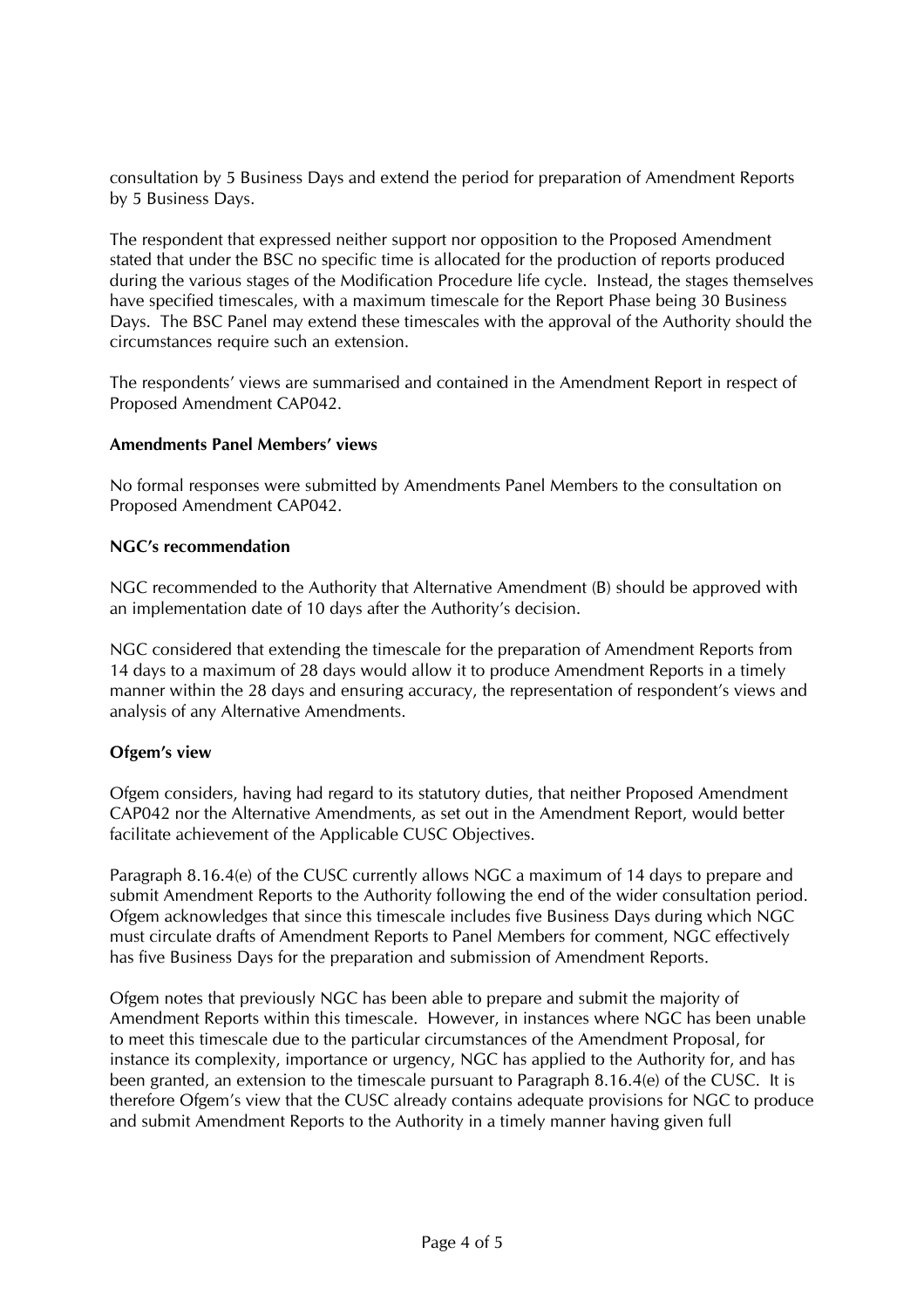consultation by 5 Business Days and extend the period for preparation of Amendment Reports by 5 Business Days.

The respondent that expressed neither support nor opposition to the Proposed Amendment stated that under the BSC no specific time is allocated for the production of reports produced during the various stages of the Modification Procedure life cycle. Instead, the stages themselves have specified timescales, with a maximum timescale for the Report Phase being 30 Business Days. The BSC Panel may extend these timescales with the approval of the Authority should the circumstances require such an extension.

The respondents' views are summarised and contained in the Amendment Report in respect of Proposed Amendment CAP042.

**Amendments Panel Members' views**

No formal responses were submitted by Amendments Panel Members to the consultation on Proposed Amendment CAP042.

**NGC's recommendation**

NGC recommended to the Authority that Alternative Amendment (B) should be approved with an implementation date of 10 days after the Authority's decision.

NGC considered that extending the timescale for the preparation of Amendment Reports from 14 days to a maximum of 28 days would allow it to produce Amendment Reports in a timely manner within the 28 days and ensuring accuracy, the representation of respondent's views and analysis of any Alternative Amendments.

**Ofgem's view**

Ofgem considers, having had regard to its statutory duties, that neither Proposed Amendment CAP042 nor the Alternative Amendments, as set out in the Amendment Report, would better facilitate achievement of the Applicable CUSC Objectives.

Paragraph 8.16.4(e) of the CUSC currently allows NGC a maximum of 14 days to prepare and submit Amendment Reports to the Authority following the end of the wider consultation period. Ofgem acknowledges that since this timescale includes five Business Days during which NGC must circulate drafts of Amendment Reports to Panel Members for comment, NGC effectively has five Business Days for the preparation and submission of Amendment Reports.

Ofgem notes that previously NGC has been able to prepare and submit the majority of Amendment Reports within this timescale. However, in instances where NGC has been unable to meet this timescale due to the particular circumstances of the Amendment Proposal, for instance its complexity, importance or urgency, NGC has applied to the Authority for, and has been granted, an extension to the timescale pursuant to Paragraph 8.16.4(e) of the CUSC. It is therefore Ofgem's view that the CUSC already contains adequate provisions for NGC to produce and submit Amendment Reports to the Authority in a timely manner having given full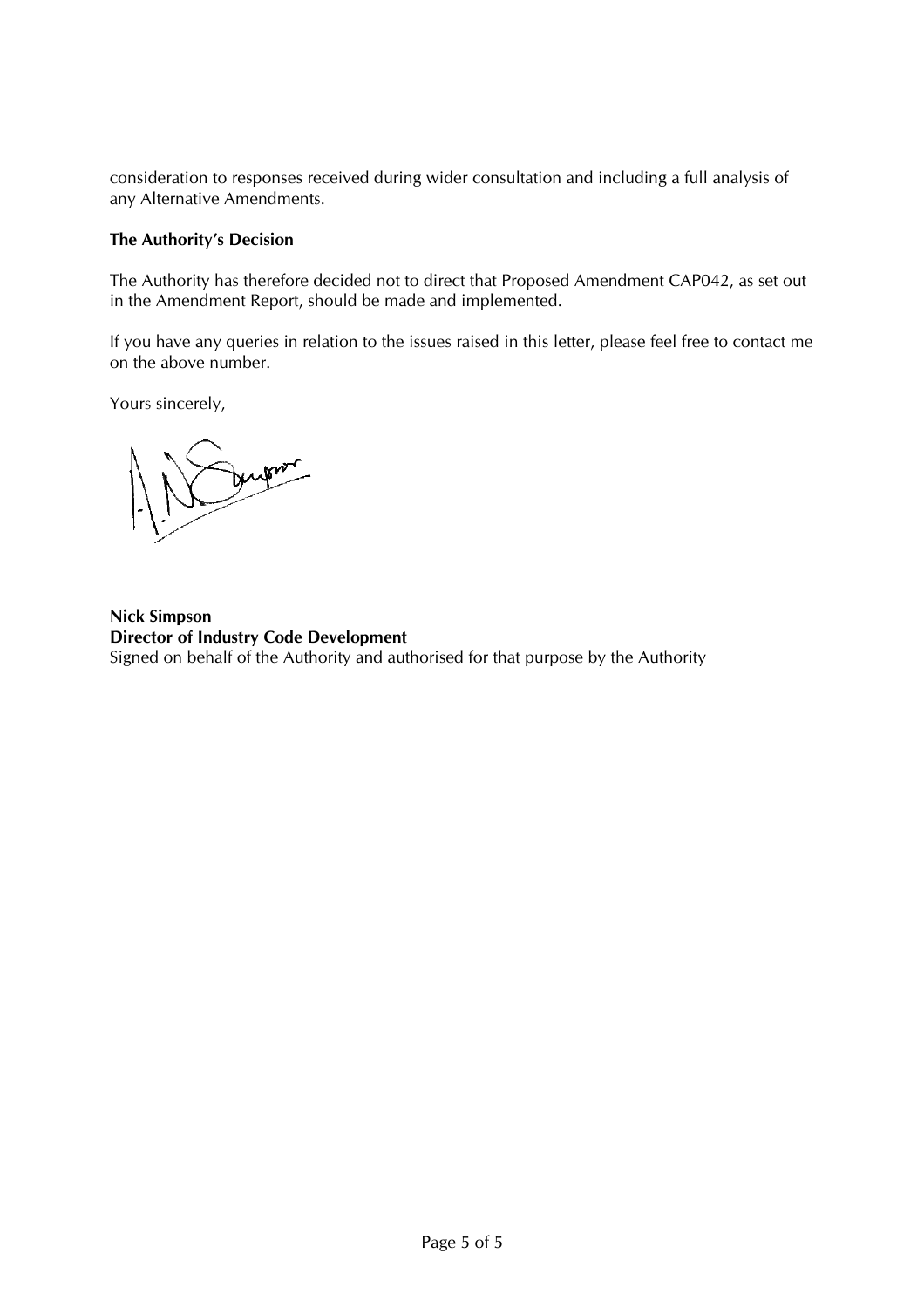consideration to responses received during wider consultation and including a full analysis of any Alternative Amendments.

**The Authority's Decision**

The Authority has therefore decided not to direct that Proposed Amendment CAP042, as set out in the Amendment Report, should be made and implemented.

If you have any queries in relation to the issues raised in this letter, please feel free to contact me on the above number.

Yours sincerely,

**Nick Simpson**
**Director of Industry Code Development**
Signed on behalf of the Authority and authorised for that purpose by the Authority